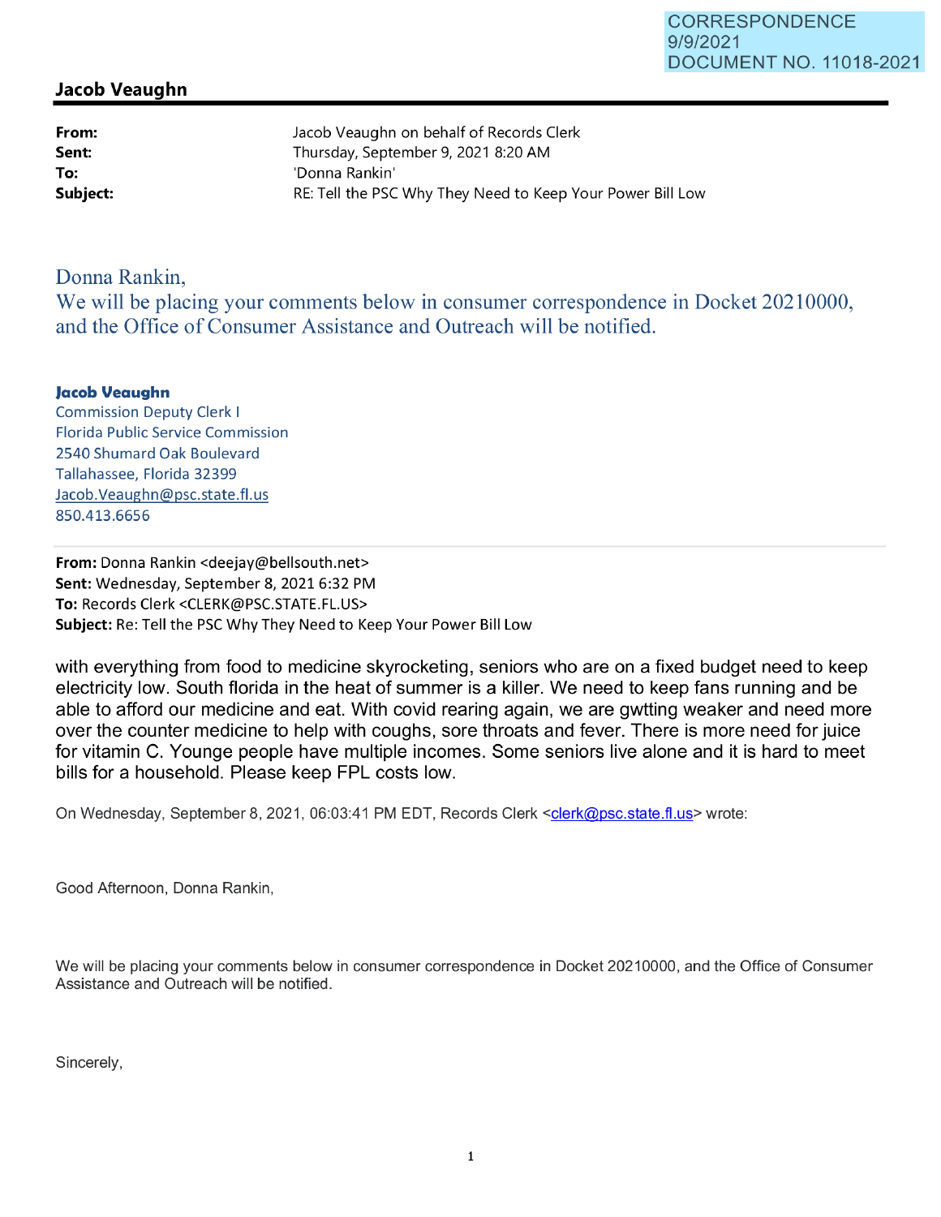CORRESPONDENCE
9/9/2021
DOCUMENT NO. 11018-2021

## Jacob Veaughn

**From:** Jacob Veaughn on behalf of Records Clerk
**Sent:** Thursday, September 9, 2021 8:20 AM
**To:** 'Donna Rankin'
**Subject:** RE: Tell the PSC Why They Need to Keep Your Power Bill Low

Donna Rankin,
We will be placing your comments below in consumer correspondence in Docket 20210000, and the Office of Consumer Assistance and Outreach will be notified.

**Jacob Veaughn**
Commission Deputy Clerk I
Florida Public Service Commission
2540 Shumard Oak Boulevard
Tallahassee, Florida 32399
Jacob.Veaughn@psc.state.fl.us
850.413.6656

---

**From:** Donna Rankin <deejay@bellsouth.net>
**Sent:** Wednesday, September 8, 2021 6:32 PM
**To:** Records Clerk <CLERK@PSC.STATE.FL.US>
**Subject:** Re: Tell the PSC Why They Need to Keep Your Power Bill Low

with everything from food to medicine skyrocketing, seniors who are on a fixed budget need to keep electricity low. South florida in the heat of summer is a killer. We need to keep fans running and be able to afford our medicine and eat. With covid rearing again, we are gwtting weaker and need more over the counter medicine to help with coughs, sore throats and fever. There is more need for juice for vitamin C. Younge people have multiple incomes. Some seniors live alone and it is hard to meet bills for a household. Please keep FPL costs low.

On Wednesday, September 8, 2021, 06:03:41 PM EDT, Records Clerk <clerk@psc.state.fl.us> wrote:

Good Afternoon, Donna Rankin,

We will be placing your comments below in consumer correspondence in Docket 20210000, and the Office of Consumer Assistance and Outreach will be notified.

Sincerely,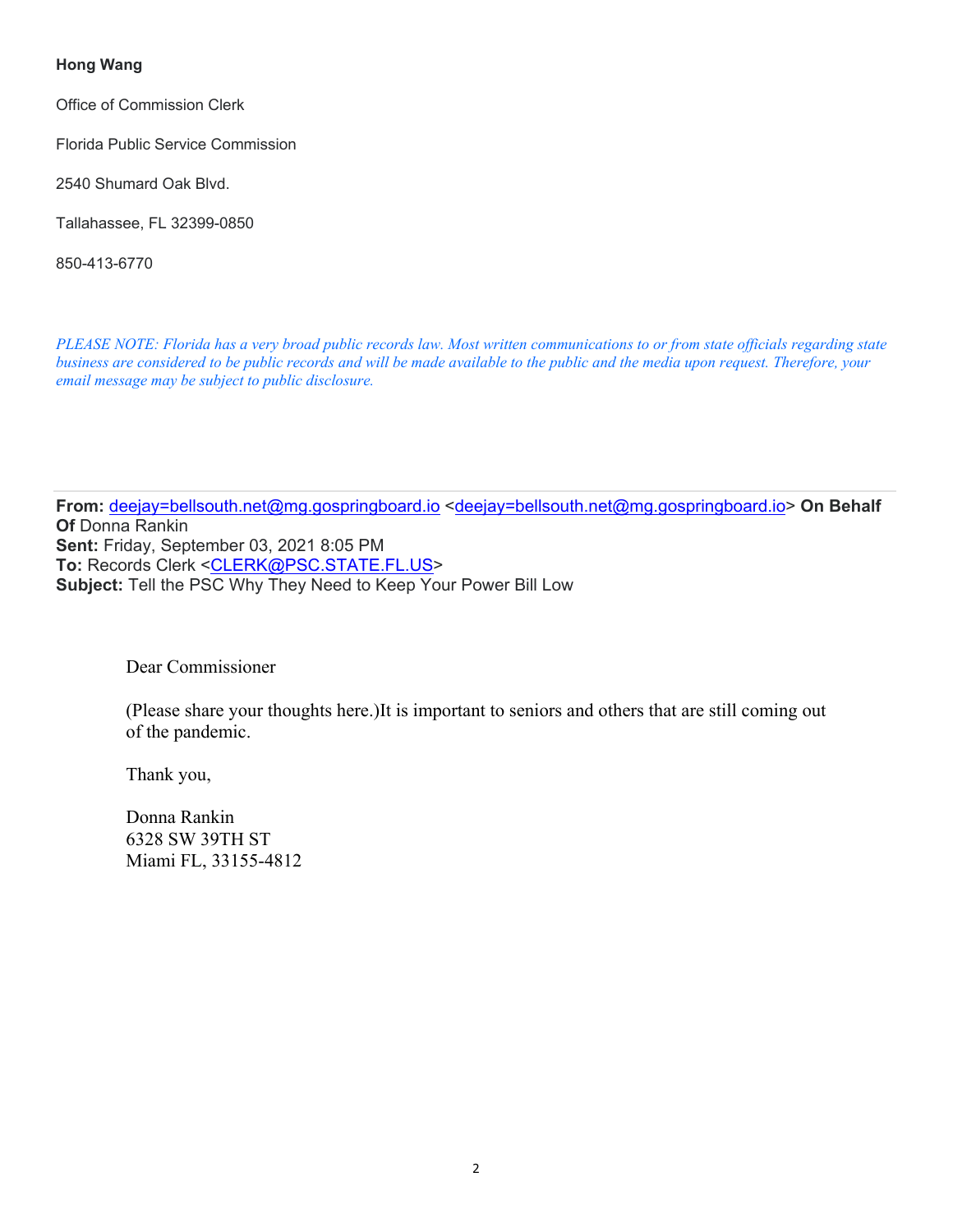**Hong Wang**

Office of Commission Clerk

Florida Public Service Commission

2540 Shumard Oak Blvd.

Tallahassee, FL 32399-0850

850-413-6770

*PLEASE NOTE: Florida has a very broad public records law. Most written communications to or from state officials regarding state business are considered to be public records and will be made available to the public and the media upon request. Therefore, your email message may be subject to public disclosure.*

---

**From:** deejay=bellsouth.net@mg.gospringboard.io <deejay=bellsouth.net@mg.gospringboard.io> **On Behalf Of** Donna Rankin
**Sent:** Friday, September 03, 2021 8:05 PM
**To:** Records Clerk <CLERK@PSC.STATE.FL.US>
**Subject:** Tell the PSC Why They Need to Keep Your Power Bill Low

Dear Commissioner

(Please share your thoughts here.)It is important to seniors and others that are still coming out of the pandemic.

Thank you,

Donna Rankin
6328 SW 39TH ST
Miami FL, 33155-4812